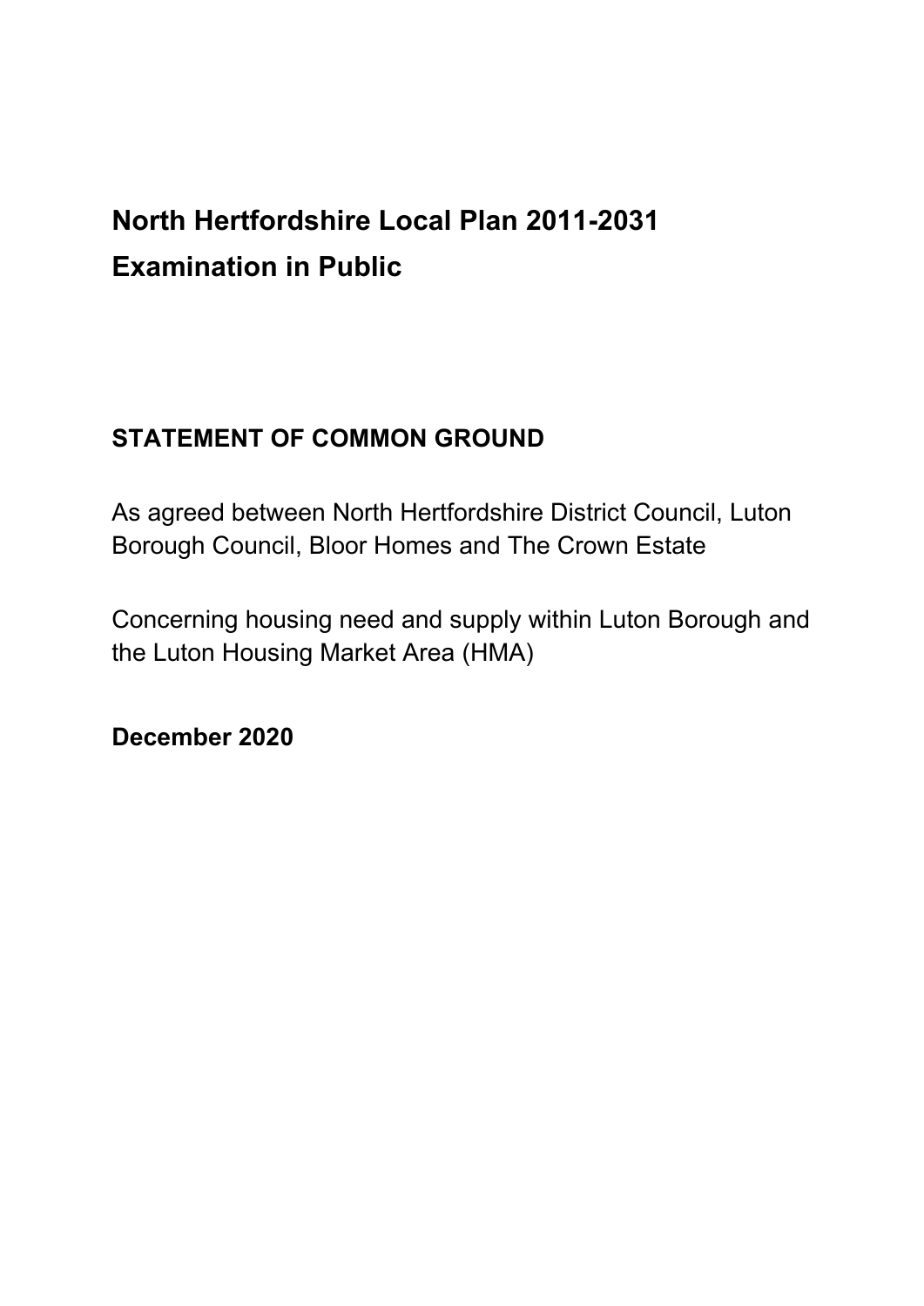# North Hertfordshire Local Plan 2011-2031
# Examination in Public

## STATEMENT OF COMMON GROUND

As agreed between North Hertfordshire District Council, Luton Borough Council, Bloor Homes and The Crown Estate

Concerning housing need and supply within Luton Borough and the Luton Housing Market Area (HMA)

**December 2020**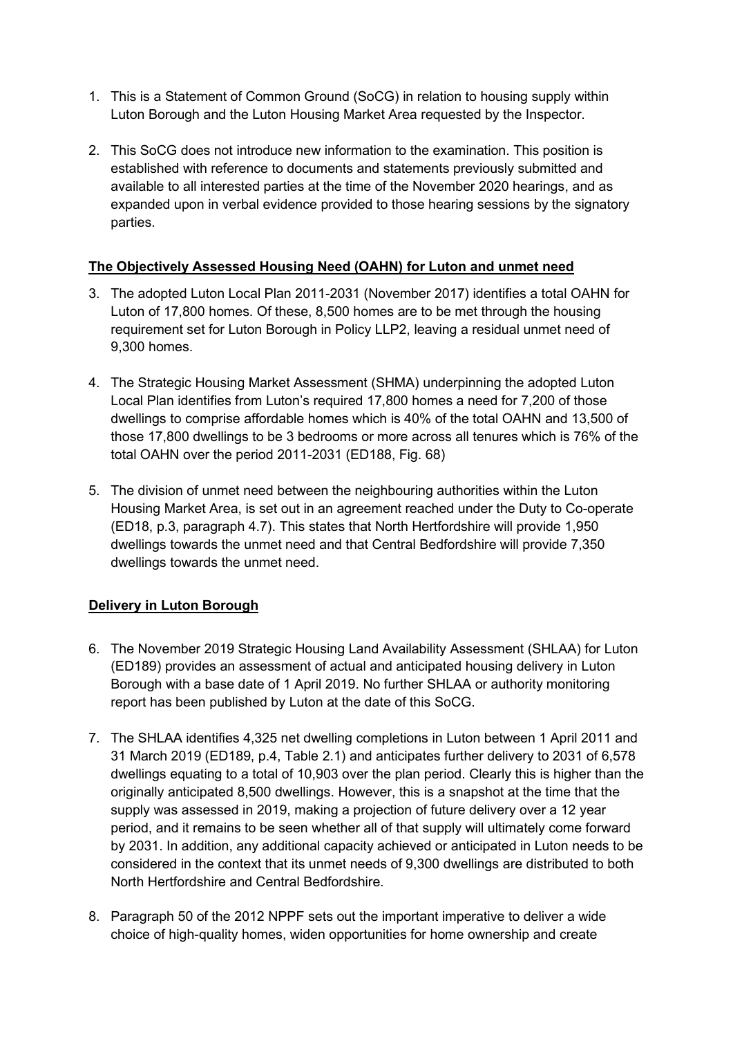1. This is a Statement of Common Ground (SoCG) in relation to housing supply within Luton Borough and the Luton Housing Market Area requested by the Inspector.

2. This SoCG does not introduce new information to the examination. This position is established with reference to documents and statements previously submitted and available to all interested parties at the time of the November 2020 hearings, and as expanded upon in verbal evidence provided to those hearing sessions by the signatory parties.

## The Objectively Assessed Housing Need (OAHN) for Luton and unmet need

3. The adopted Luton Local Plan 2011-2031 (November 2017) identifies a total OAHN for Luton of 17,800 homes. Of these, 8,500 homes are to be met through the housing requirement set for Luton Borough in Policy LLP2, leaving a residual unmet need of 9,300 homes.

4. The Strategic Housing Market Assessment (SHMA) underpinning the adopted Luton Local Plan identifies from Luton's required 17,800 homes a need for 7,200 of those dwellings to comprise affordable homes which is 40% of the total OAHN and 13,500 of those 17,800 dwellings to be 3 bedrooms or more across all tenures which is 76% of the total OAHN over the period 2011-2031 (ED188, Fig. 68)

5. The division of unmet need between the neighbouring authorities within the Luton Housing Market Area, is set out in an agreement reached under the Duty to Co-operate (ED18, p.3, paragraph 4.7). This states that North Hertfordshire will provide 1,950 dwellings towards the unmet need and that Central Bedfordshire will provide 7,350 dwellings towards the unmet need.

## Delivery in Luton Borough

6. The November 2019 Strategic Housing Land Availability Assessment (SHLAA) for Luton (ED189) provides an assessment of actual and anticipated housing delivery in Luton Borough with a base date of 1 April 2019. No further SHLAA or authority monitoring report has been published by Luton at the date of this SoCG.

7. The SHLAA identifies 4,325 net dwelling completions in Luton between 1 April 2011 and 31 March 2019 (ED189, p.4, Table 2.1) and anticipates further delivery to 2031 of 6,578 dwellings equating to a total of 10,903 over the plan period. Clearly this is higher than the originally anticipated 8,500 dwellings. However, this is a snapshot at the time that the supply was assessed in 2019, making a projection of future delivery over a 12 year period, and it remains to be seen whether all of that supply will ultimately come forward by 2031. In addition, any additional capacity achieved or anticipated in Luton needs to be considered in the context that its unmet needs of 9,300 dwellings are distributed to both North Hertfordshire and Central Bedfordshire.

8. Paragraph 50 of the 2012 NPPF sets out the important imperative to deliver a wide choice of high-quality homes, widen opportunities for home ownership and create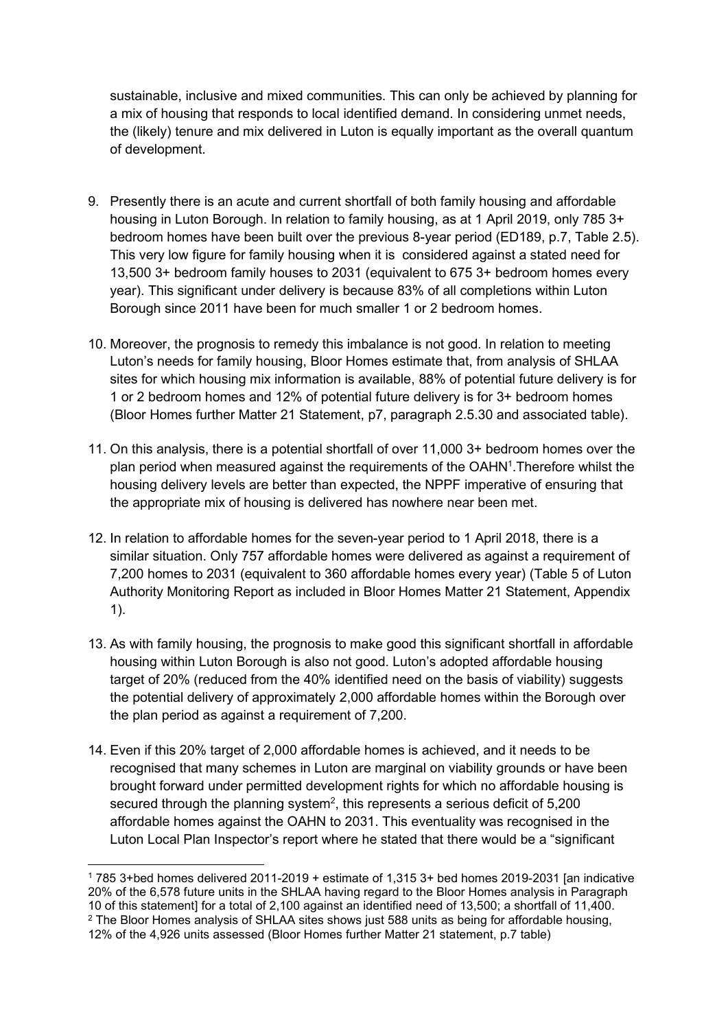sustainable, inclusive and mixed communities. This can only be achieved by planning for a mix of housing that responds to local identified demand. In considering unmet needs, the (likely) tenure and mix delivered in Luton is equally important as the overall quantum of development.

9. Presently there is an acute and current shortfall of both family housing and affordable housing in Luton Borough. In relation to family housing, as at 1 April 2019, only 785 3+ bedroom homes have been built over the previous 8-year period (ED189, p.7, Table 2.5). This very low figure for family housing when it is considered against a stated need for 13,500 3+ bedroom family houses to 2031 (equivalent to 675 3+ bedroom homes every year). This significant under delivery is because 83% of all completions within Luton Borough since 2011 have been for much smaller 1 or 2 bedroom homes.

10. Moreover, the prognosis to remedy this imbalance is not good. In relation to meeting Luton's needs for family housing, Bloor Homes estimate that, from analysis of SHLAA sites for which housing mix information is available, 88% of potential future delivery is for 1 or 2 bedroom homes and 12% of potential future delivery is for 3+ bedroom homes (Bloor Homes further Matter 21 Statement, p7, paragraph 2.5.30 and associated table).

11. On this analysis, there is a potential shortfall of over 11,000 3+ bedroom homes over the plan period when measured against the requirements of the OAHN[1]. Therefore whilst the housing delivery levels are better than expected, the NPPF imperative of ensuring that the appropriate mix of housing is delivered has nowhere near been met.

12. In relation to affordable homes for the seven-year period to 1 April 2018, there is a similar situation. Only 757 affordable homes were delivered as against a requirement of 7,200 homes to 2031 (equivalent to 360 affordable homes every year) (Table 5 of Luton Authority Monitoring Report as included in Bloor Homes Matter 21 Statement, Appendix 1).

13. As with family housing, the prognosis to make good this significant shortfall in affordable housing within Luton Borough is also not good. Luton's adopted affordable housing target of 20% (reduced from the 40% identified need on the basis of viability) suggests the potential delivery of approximately 2,000 affordable homes within the Borough over the plan period as against a requirement of 7,200.

14. Even if this 20% target of 2,000 affordable homes is achieved, and it needs to be recognised that many schemes in Luton are marginal on viability grounds or have been brought forward under permitted development rights for which no affordable housing is secured through the planning system[2], this represents a serious deficit of 5,200 affordable homes against the OAHN to 2031. This eventuality was recognised in the Luton Local Plan Inspector's report where he stated that there would be a "significant

---

[1] 785 3+bed homes delivered 2011-2019 + estimate of 1,315 3+ bed homes 2019-2031 [an indicative 20% of the 6,578 future units in the SHLAA having regard to the Bloor Homes analysis in Paragraph 10 of this statement] for a total of 2,100 against an identified need of 13,500; a shortfall of 11,400.

[2] The Bloor Homes analysis of SHLAA sites shows just 588 units as being for affordable housing, 12% of the 4,926 units assessed (Bloor Homes further Matter 21 statement, p.7 table)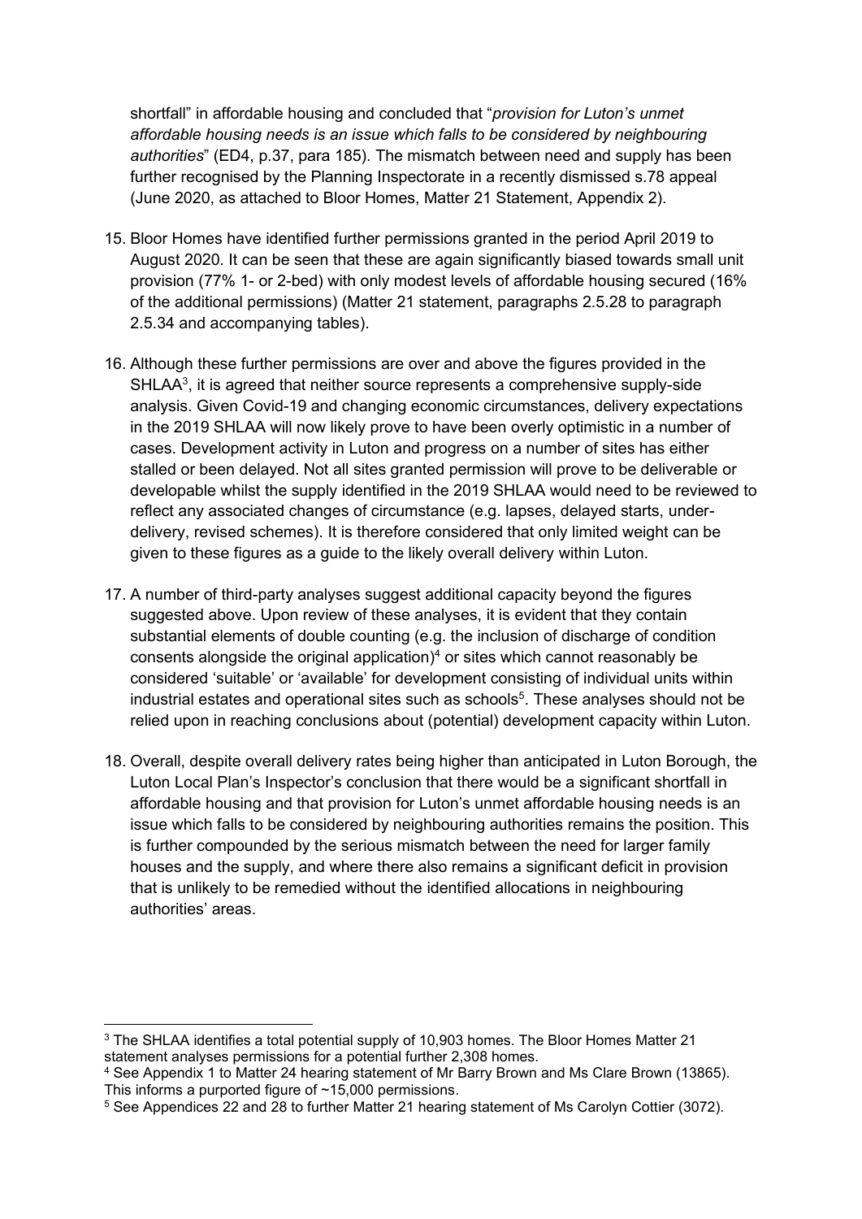shortfall" in affordable housing and concluded that "*provision for Luton's unmet affordable housing needs is an issue which falls to be considered by neighbouring authorities*" (ED4, p.37, para 185). The mismatch between need and supply has been further recognised by the Planning Inspectorate in a recently dismissed s.78 appeal (June 2020, as attached to Bloor Homes, Matter 21 Statement, Appendix 2).

15. Bloor Homes have identified further permissions granted in the period April 2019 to August 2020. It can be seen that these are again significantly biased towards small unit provision (77% 1- or 2-bed) with only modest levels of affordable housing secured (16% of the additional permissions) (Matter 21 statement, paragraphs 2.5.28 to paragraph 2.5.34 and accompanying tables).

16. Although these further permissions are over and above the figures provided in the SHLAA[3], it is agreed that neither source represents a comprehensive supply-side analysis. Given Covid-19 and changing economic circumstances, delivery expectations in the 2019 SHLAA will now likely prove to have been overly optimistic in a number of cases. Development activity in Luton and progress on a number of sites has either stalled or been delayed. Not all sites granted permission will prove to be deliverable or developable whilst the supply identified in the 2019 SHLAA would need to be reviewed to reflect any associated changes of circumstance (e.g. lapses, delayed starts, under-delivery, revised schemes). It is therefore considered that only limited weight can be given to these figures as a guide to the likely overall delivery within Luton.

17. A number of third-party analyses suggest additional capacity beyond the figures suggested above. Upon review of these analyses, it is evident that they contain substantial elements of double counting (e.g. the inclusion of discharge of condition consents alongside the original application)[4] or sites which cannot reasonably be considered 'suitable' or 'available' for development consisting of individual units within industrial estates and operational sites such as schools[5]. These analyses should not be relied upon in reaching conclusions about (potential) development capacity within Luton.

18. Overall, despite overall delivery rates being higher than anticipated in Luton Borough, the Luton Local Plan's Inspector's conclusion that there would be a significant shortfall in affordable housing and that provision for Luton's unmet affordable housing needs is an issue which falls to be considered by neighbouring authorities remains the position. This is further compounded by the serious mismatch between the need for larger family houses and the supply, and where there also remains a significant deficit in provision that is unlikely to be remedied without the identified allocations in neighbouring authorities' areas.

---

[3] The SHLAA identifies a total potential supply of 10,903 homes. The Bloor Homes Matter 21 statement analyses permissions for a potential further 2,308 homes.

[4] See Appendix 1 to Matter 24 hearing statement of Mr Barry Brown and Ms Clare Brown (13865). This informs a purported figure of ~15,000 permissions.

[5] See Appendices 22 and 28 to further Matter 21 hearing statement of Ms Carolyn Cottier (3072).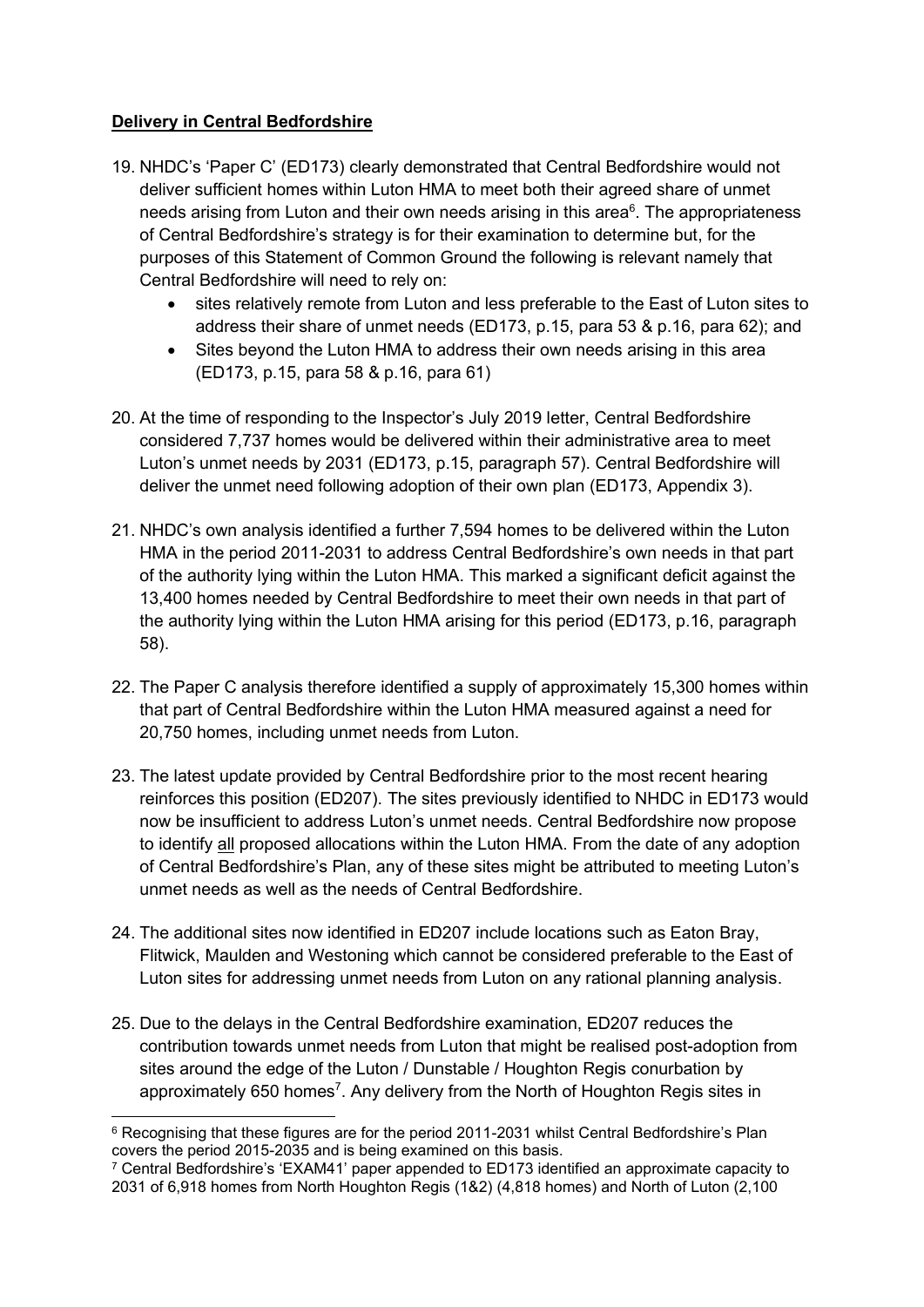**Delivery in Central Bedfordshire**

19. NHDC's 'Paper C' (ED173) clearly demonstrated that Central Bedfordshire would not deliver sufficient homes within Luton HMA to meet both their agreed share of unmet needs arising from Luton and their own needs arising in this area[6]. The appropriateness of Central Bedfordshire's strategy is for their examination to determine but, for the purposes of this Statement of Common Ground the following is relevant namely that Central Bedfordshire will need to rely on:
    - sites relatively remote from Luton and less preferable to the East of Luton sites to address their share of unmet needs (ED173, p.15, para 53 & p.16, para 62); and
    - Sites beyond the Luton HMA to address their own needs arising in this area (ED173, p.15, para 58 & p.16, para 61)

20. At the time of responding to the Inspector's July 2019 letter, Central Bedfordshire considered 7,737 homes would be delivered within their administrative area to meet Luton's unmet needs by 2031 (ED173, p.15, paragraph 57). Central Bedfordshire will deliver the unmet need following adoption of their own plan (ED173, Appendix 3).

21. NHDC's own analysis identified a further 7,594 homes to be delivered within the Luton HMA in the period 2011-2031 to address Central Bedfordshire's own needs in that part of the authority lying within the Luton HMA. This marked a significant deficit against the 13,400 homes needed by Central Bedfordshire to meet their own needs in that part of the authority lying within the Luton HMA arising for this period (ED173, p.16, paragraph 58).

22. The Paper C analysis therefore identified a supply of approximately 15,300 homes within that part of Central Bedfordshire within the Luton HMA measured against a need for 20,750 homes, including unmet needs from Luton.

23. The latest update provided by Central Bedfordshire prior to the most recent hearing reinforces this position (ED207). The sites previously identified to NHDC in ED173 would now be insufficient to address Luton's unmet needs. Central Bedfordshire now propose to identify <u>all</u> proposed allocations within the Luton HMA. From the date of any adoption of Central Bedfordshire's Plan, any of these sites might be attributed to meeting Luton's unmet needs as well as the needs of Central Bedfordshire.

24. The additional sites now identified in ED207 include locations such as Eaton Bray, Flitwick, Maulden and Westoning which cannot be considered preferable to the East of Luton sites for addressing unmet needs from Luton on any rational planning analysis.

25. Due to the delays in the Central Bedfordshire examination, ED207 reduces the contribution towards unmet needs from Luton that might be realised post-adoption from sites around the edge of the Luton / Dunstable / Houghton Regis conurbation by approximately 650 homes[7]. Any delivery from the North of Houghton Regis sites in

---

[6] Recognising that these figures are for the period 2011-2031 whilst Central Bedfordshire's Plan covers the period 2015-2035 and is being examined on this basis.

[7] Central Bedfordshire's 'EXAM41' paper appended to ED173 identified an approximate capacity to 2031 of 6,918 homes from North Houghton Regis (1&2) (4,818 homes) and North of Luton (2,100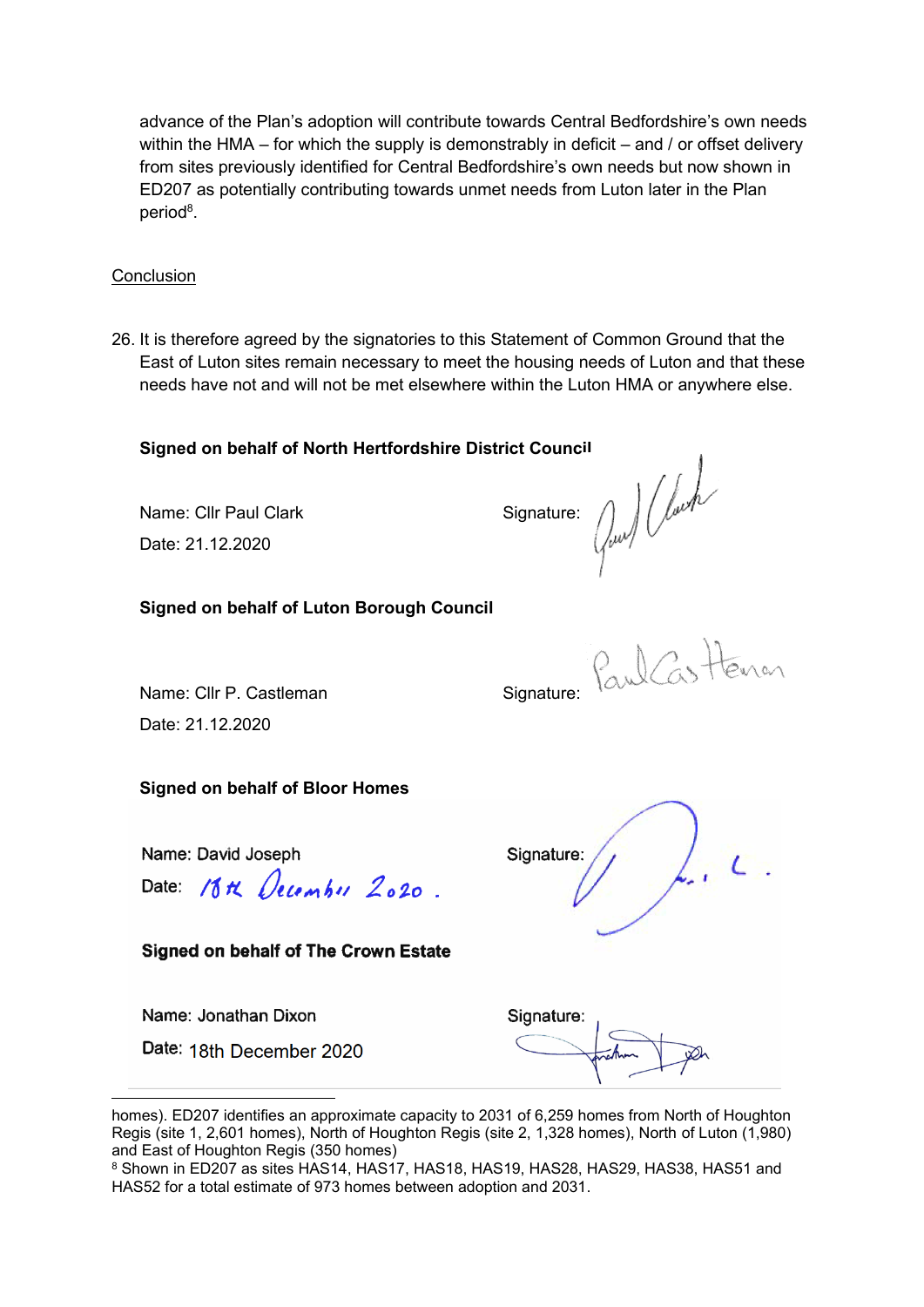advance of the Plan's adoption will contribute towards Central Bedfordshire's own needs within the HMA – for which the supply is demonstrably in deficit – and / or offset delivery from sites previously identified for Central Bedfordshire's own needs but now shown in ED207 as potentially contributing towards unmet needs from Luton later in the Plan period[8].

Conclusion

26. It is therefore agreed by the signatories to this Statement of Common Ground that the East of Luton sites remain necessary to meet the housing needs of Luton and that these needs have not and will not be met elsewhere within the Luton HMA or anywhere else.

**Signed on behalf of North Hertfordshire District Council**

Name: Cllr Paul Clark  Signature: Paul Clark

Date: 21.12.2020

**Signed on behalf of Luton Borough Council**

Name: Cllr P. Castleman  Signature: Paul Castleman

Date: 21.12.2020

**Signed on behalf of Bloor Homes**

Name: David Joseph  Signature:

Date: 18th December 2020.

**Signed on behalf of The Crown Estate**

Name: Jonathan Dixon  Signature:

Date: 18th December 2020

---

homes). ED207 identifies an approximate capacity to 2031 of 6,259 homes from North of Houghton Regis (site 1, 2,601 homes), North of Houghton Regis (site 2, 1,328 homes), North of Luton (1,980) and East of Houghton Regis (350 homes)

[8] Shown in ED207 as sites HAS14, HAS17, HAS18, HAS19, HAS28, HAS29, HAS38, HAS51 and HAS52 for a total estimate of 973 homes between adoption and 2031.